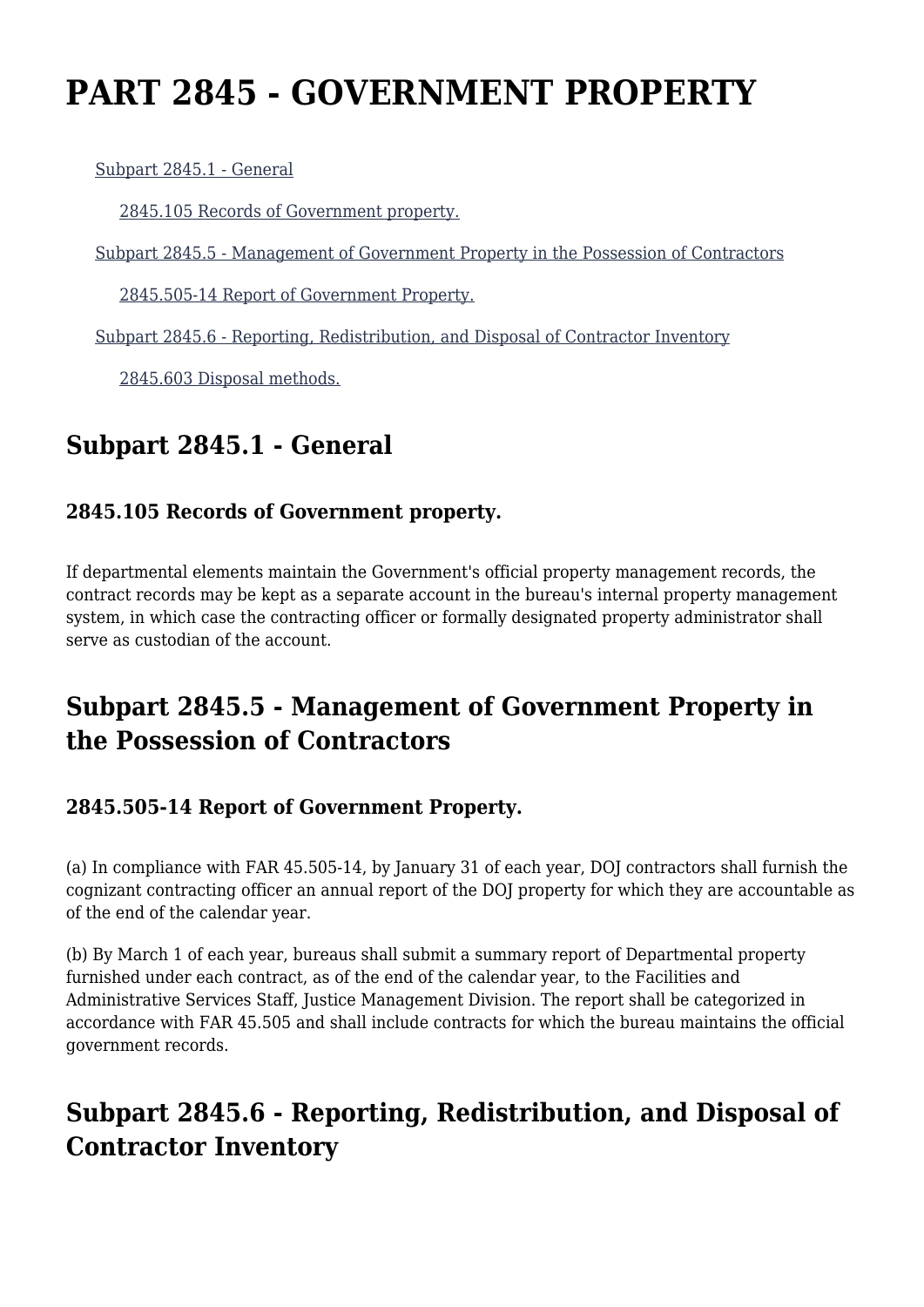# PART 2845 - GOVERNMENT PROPERTY

Subpart 2845.1 - General

2845.105 Records of Government property.

Subpart 2845.5 - Management of Government Property in the Possession of Contractors

2845.505-14 Report of Government Property.

Subpart 2845.6 - Reporting, Redistribution, and Disposal of Contractor Inventory

2845.603 Disposal methods.

## Subpart 2845.1 - General

### 2845.105 Records of Government property.

If departmental elements maintain the Government's official property management records, the contract records may be kept as a separate account in the bureau's internal property management system, in which case the contracting officer or formally designated property administrator shall serve as custodian of the account.

## Subpart 2845.5 - Management of Government Property in the Possession of Contractors

### 2845.505-14 Report of Government Property.

(a) In compliance with FAR 45.505-14, by January 31 of each year, DOJ contractors shall furnish the cognizant contracting officer an annual report of the DOJ property for which they are accountable as of the end of the calendar year.

(b) By March 1 of each year, bureaus shall submit a summary report of Departmental property furnished under each contract, as of the end of the calendar year, to the Facilities and Administrative Services Staff, Justice Management Division. The report shall be categorized in accordance with FAR 45.505 and shall include contracts for which the bureau maintains the official government records.

## Subpart 2845.6 - Reporting, Redistribution, and Disposal of Contractor Inventory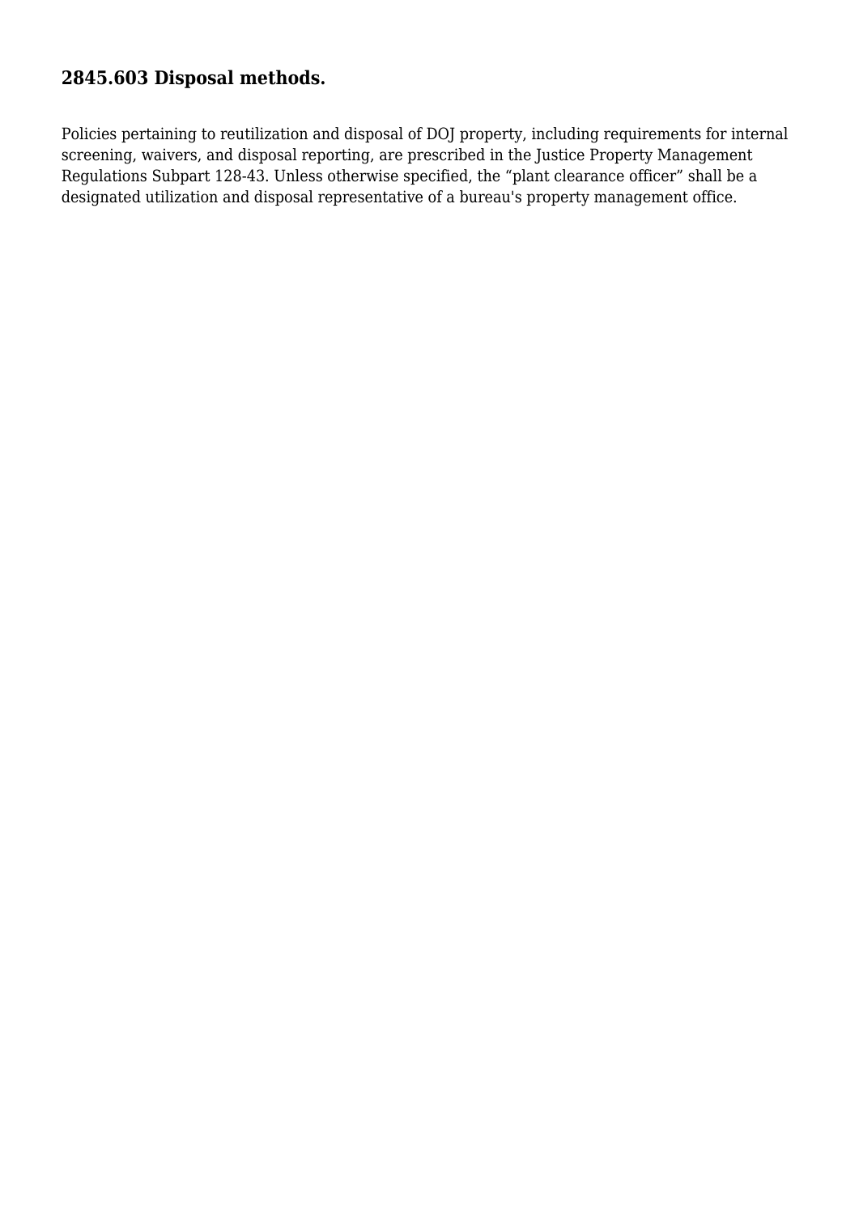## 2845.603 Disposal methods.

Policies pertaining to reutilization and disposal of DOJ property, including requirements for internal screening, waivers, and disposal reporting, are prescribed in the Justice Property Management Regulations Subpart 128-43. Unless otherwise specified, the “plant clearance officer” shall be a designated utilization and disposal representative of a bureau's property management office.